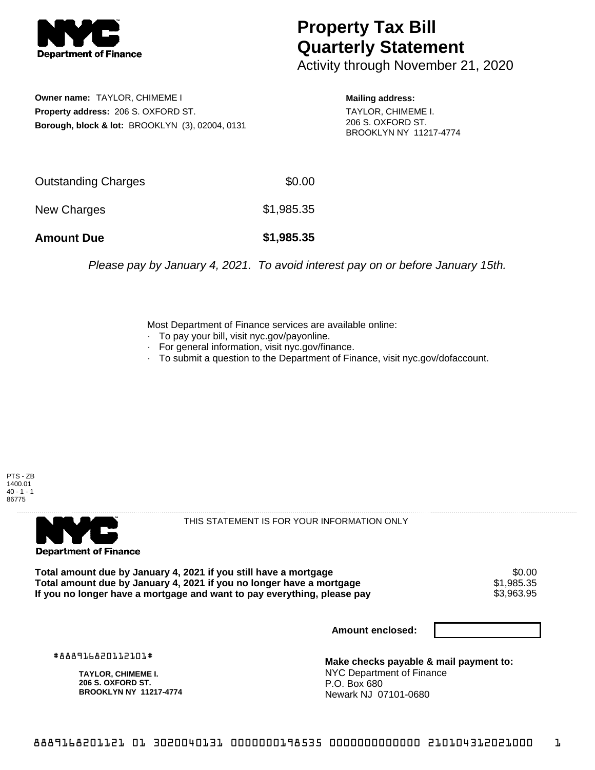# Property Tax Bill Quarterly Statement

Activity through November 21, 2020

**Owner name:** TAYLOR, CHIMEME I
**Property address:** 206 S. OXFORD ST.
**Borough, block & lot:** BROOKLYN (3), 02004, 0131

**Mailing address:**
TAYLOR, CHIMEME I.
206 S. OXFORD ST.
BROOKLYN NY 11217-4774

| | |
|---|---|
| Outstanding Charges | $0.00 |
| New Charges | $1,985.35 |
| **Amount Due** | **$1,985.35** |

*Please pay by January 4, 2021. To avoid interest pay on or before January 15th.*

Most Department of Finance services are available online:
- To pay your bill, visit nyc.gov/payonline.
- For general information, visit nyc.gov/finance.
- To submit a question to the Department of Finance, visit nyc.gov/dofaccount.

PTS - ZB
1400.01
40 - 1 - 1
86775

THIS STATEMENT IS FOR YOUR INFORMATION ONLY

| | |
|---|---|
| **Total amount due by January 4, 2021 if you still have a mortgage** | $0.00 |
| **Total amount due by January 4, 2021 if you no longer have a mortgage** | $1,985.35 |
| **If you no longer have a mortgage and want to pay everything, please pay** | $3,963.95 |

**Amount enclosed:**

#888916820112101#

**TAYLOR, CHIMEME I.**
**206 S. OXFORD ST.**
**BROOKLYN NY 11217-4774**

**Make checks payable & mail payment to:**
NYC Department of Finance
P.O. Box 680
Newark NJ 07101-0680

888916820112101 01 3020040131 0000000198535 0000000000000 210104312021000 1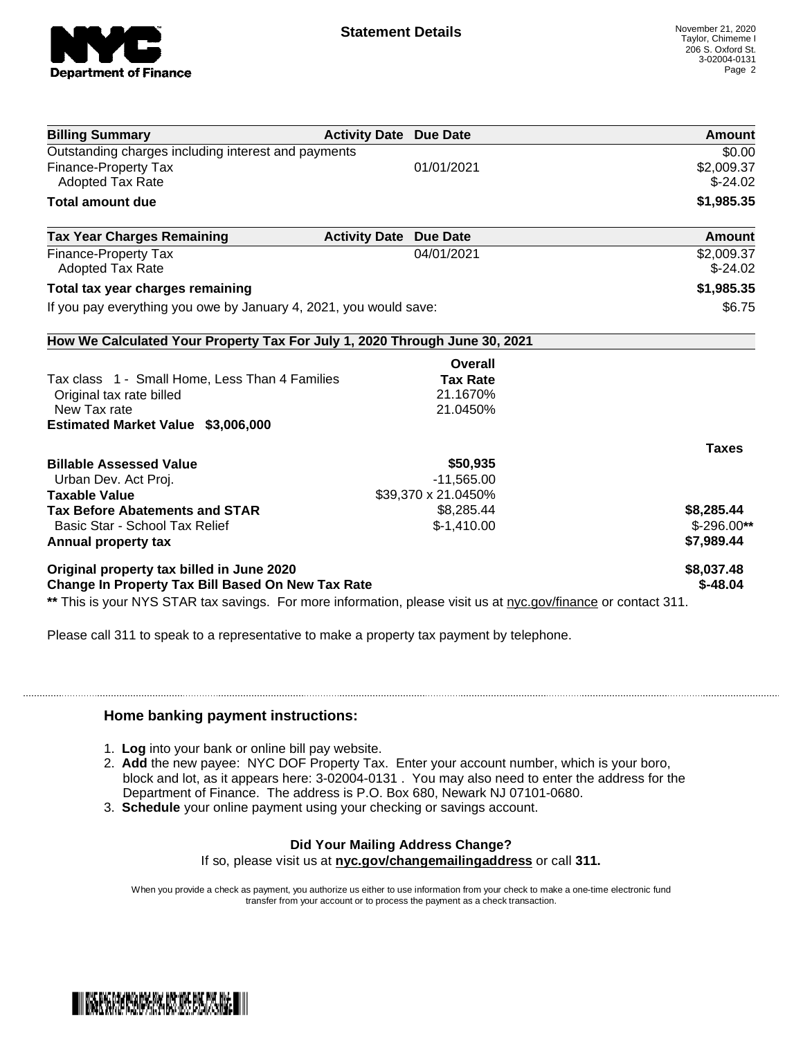**Statement Details**

November 21, 2020
Taylor, Chimeme I
206 S. Oxford St.
3-02004-0131

| Billing Summary | Activity Date | Due Date | Amount |
|---|---|---|---|
| Outstanding charges including interest and payments | | | $0.00 |
| Finance-Property Tax | | 01/01/2021 | $2,009.37 |
| Adopted Tax Rate | | | $-24.02 |
| **Total amount due** | | | **$1,985.35** |

| Tax Year Charges Remaining | Activity Date | Due Date | Amount |
|---|---|---|---|
| Finance-Property Tax | | 04/01/2021 | $2,009.37 |
| Adopted Tax Rate | | | $-24.02 |
| **Total tax year charges remaining** | | | **$1,985.35** |
| If you pay everything you owe by January 4, 2021, you would save: | | | $6.75 |

**How We Calculated Your Property Tax For July 1, 2020 Through June 30, 2021**

| | Overall Tax Rate | Taxes |
|---|---|---|
| Tax class 1 - Small Home, Less Than 4 Families | | |
| Original tax rate billed | 21.1670% | |
| New Tax rate | 21.0450% | |
| **Estimated Market Value $3,006,000** | | |
| **Billable Assessed Value** | **$50,935** | |
| Urban Dev. Act Proj. | -11,565.00 | |
| **Taxable Value** | $39,370 x 21.0450% | |
| **Tax Before Abatements and STAR** | $8,285.44 | **$8,285.44** |
| Basic Star - School Tax Relief | $-1,410.00 | $-296.00** |
| **Annual property tax** | | **$7,989.44** |
| **Original property tax billed in June 2020** | | **$8,037.48** |
| **Change In Property Tax Bill Based On New Tax Rate** | | **$-48.04** |

** This is your NYS STAR tax savings. For more information, please visit us at nyc.gov/finance or contact 311.

Please call 311 to speak to a representative to make a property tax payment by telephone.

### Home banking payment instructions:

1. **Log** into your bank or online bill pay website.
2. **Add** the new payee: NYC DOF Property Tax. Enter your account number, which is your boro, block and lot, as it appears here: 3-02004-0131 . You may also need to enter the address for the Department of Finance. The address is P.O. Box 680, Newark NJ 07101-0680.
3. **Schedule** your online payment using your checking or savings account.

**Did Your Mailing Address Change?**
If so, please visit us at **nyc.gov/changemailingaddress** or call **311.**

When you provide a check as payment, you authorize us either to use information from your check to make a one-time electronic fund transfer from your account or to process the payment as a check transaction.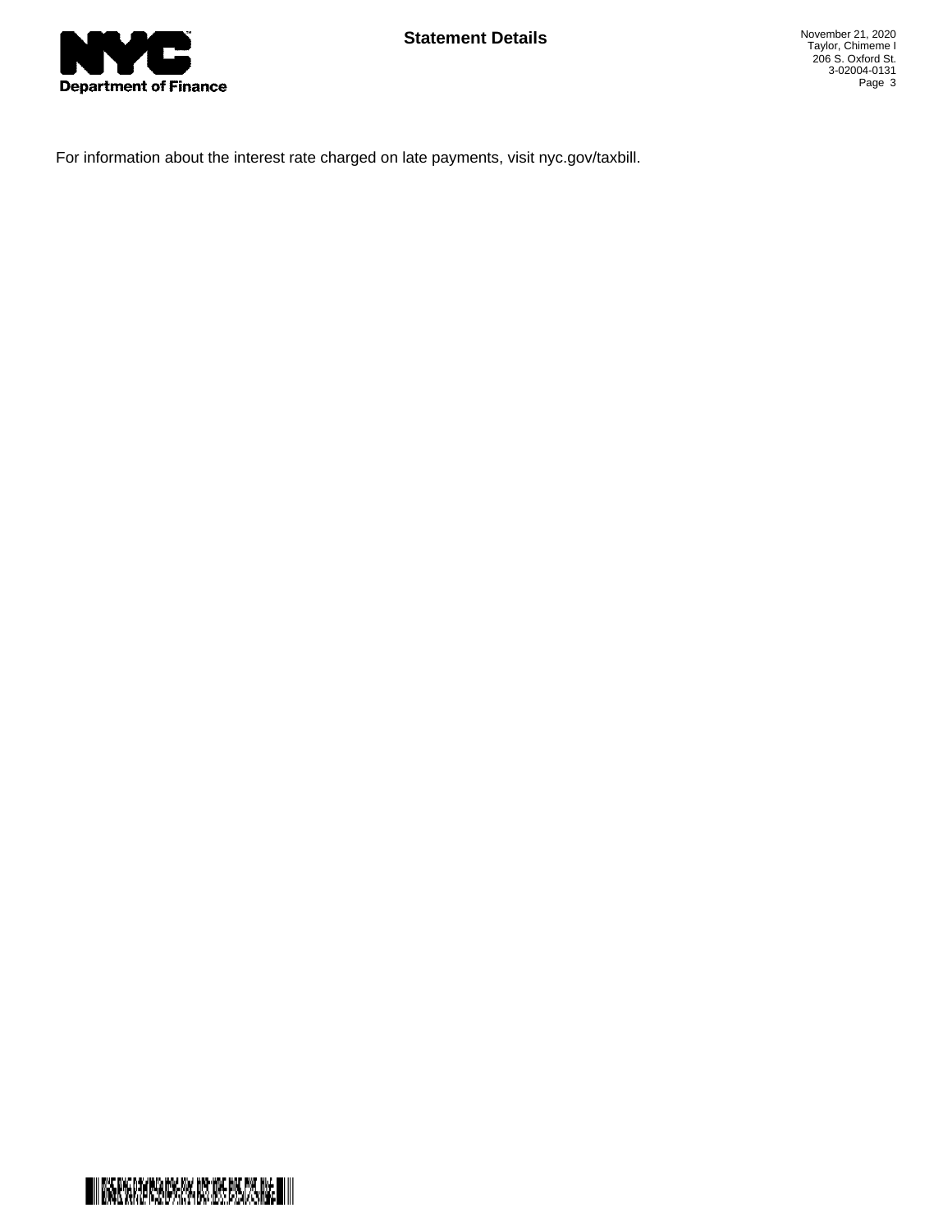For information about the interest rate charged on late payments, visit nyc.gov/taxbill.